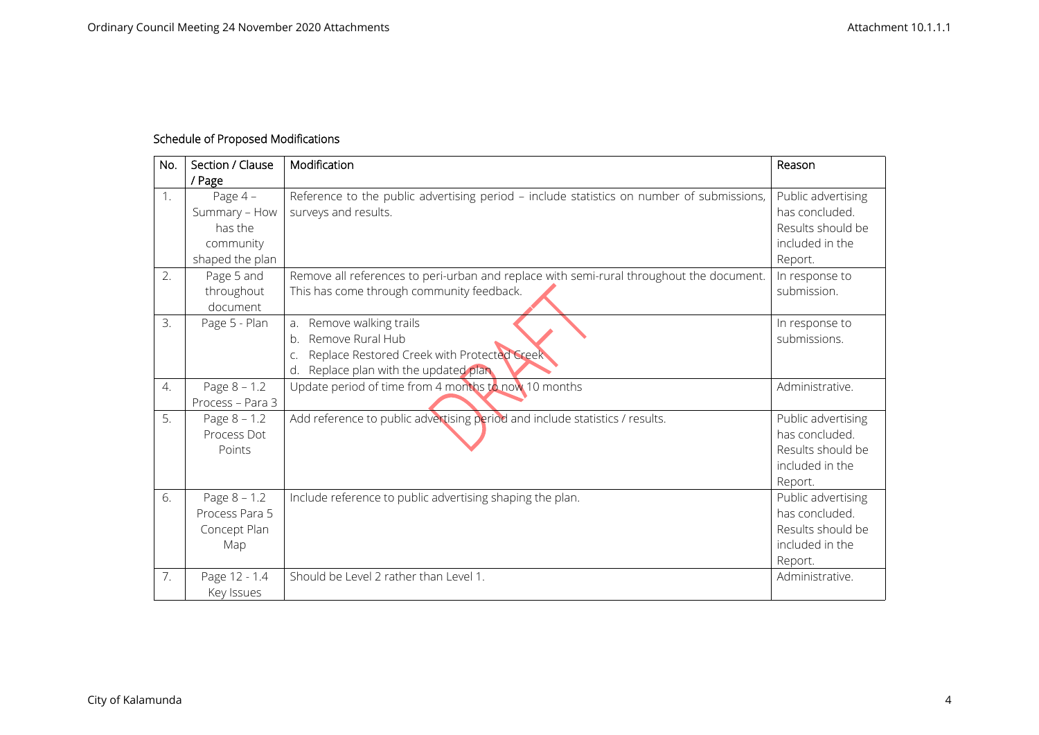## Schedule of Proposed Modifications

| No. | Section / Clause / Page | Modification | Reason |
|---|---|---|---|
| 1. | Page 4 – Summary – How has the community shaped the plan | Reference to the public advertising period – include statistics on number of submissions, surveys and results. | Public advertising has concluded. Results should be included in the Report. |
| 2. | Page 5 and throughout document | Remove all references to peri-urban and replace with semi-rural throughout the document. This has come through community feedback. | In response to submission. |
| 3. | Page 5 - Plan | a. Remove walking trails<br>b. Remove Rural Hub<br>c. Replace Restored Creek with Protected Creek<br>d. Replace plan with the updated plan | In response to submissions. |
| 4. | Page 8 – 1.2 Process – Para 3 | Update period of time from 4 months to now 10 months | Administrative. |
| 5. | Page 8 – 1.2 Process Dot Points | Add reference to public advertising period and include statistics / results. | Public advertising has concluded. Results should be included in the Report. |
| 6. | Page 8 – 1.2 Process Para 5 Concept Plan Map | Include reference to public advertising shaping the plan. | Public advertising has concluded. Results should be included in the Report. |
| 7. | Page 12 - 1.4 Key Issues | Should be Level 2 rather than Level 1. | Administrative. |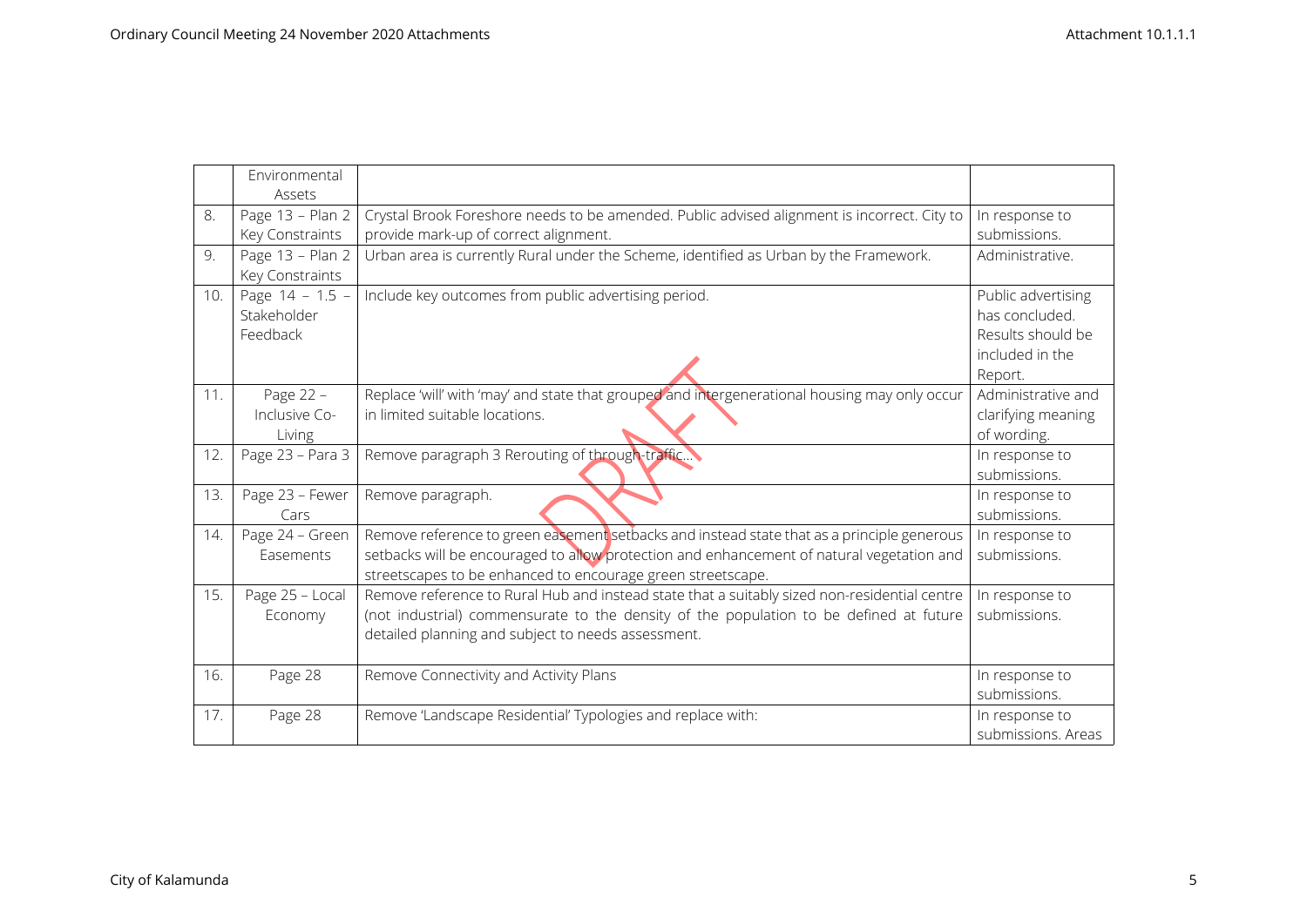|  | Environmental Assets |  |  |
|---|---|---|---|
| 8. | Page 13 – Plan 2 Key Constraints | Crystal Brook Foreshore needs to be amended. Public advised alignment is incorrect. City to provide mark-up of correct alignment. | In response to submissions. |
| 9. | Page 13 – Plan 2 Key Constraints | Urban area is currently Rural under the Scheme, identified as Urban by the Framework. | Administrative. |
| 10. | Page 14 – 1.5 – Stakeholder Feedback | Include key outcomes from public advertising period. | Public advertising has concluded. Results should be included in the Report. |
| 11. | Page 22 – Inclusive Co-Living | Replace 'will' with 'may' and state that grouped and intergenerational housing may only occur in limited suitable locations. | Administrative and clarifying meaning of wording. |
| 12. | Page 23 – Para 3 | Remove paragraph 3 Rerouting of through-traffic… | In response to submissions. |
| 13. | Page 23 – Fewer Cars | Remove paragraph. | In response to submissions. |
| 14. | Page 24 – Green Easements | Remove reference to green easement setbacks and instead state that as a principle generous setbacks will be encouraged to allow protection and enhancement of natural vegetation and streetscapes to be enhanced to encourage green streetscape. | In response to submissions. |
| 15. | Page 25 – Local Economy | Remove reference to Rural Hub and instead state that a suitably sized non-residential centre (not industrial) commensurate to the density of the population to be defined at future detailed planning and subject to needs assessment. | In response to submissions. |
| 16. | Page 28 | Remove Connectivity and Activity Plans | In response to submissions. |
| 17. | Page 28 | Remove 'Landscape Residential' Typologies and replace with: | In response to submissions. Areas |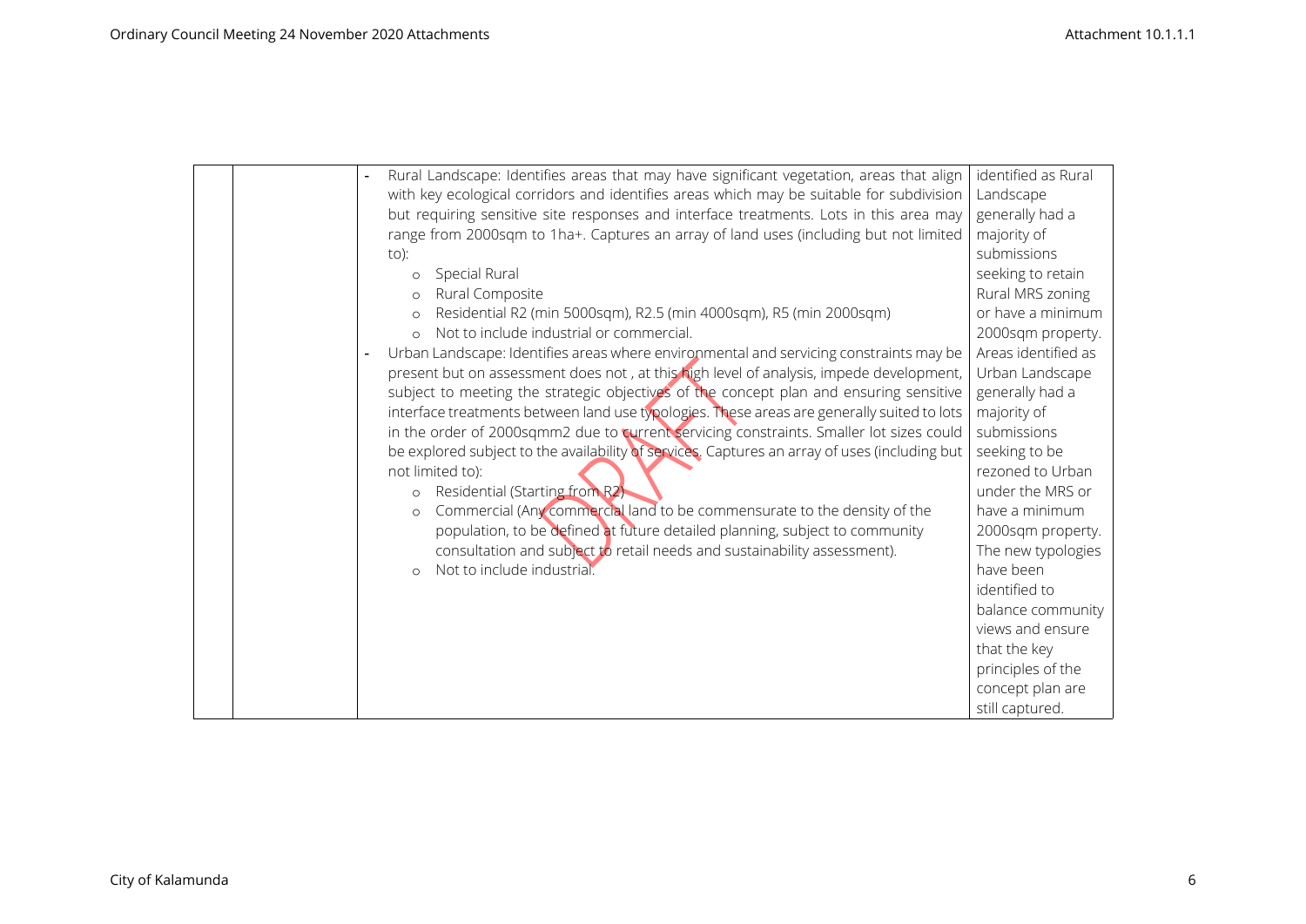| | | | |
|---|---|---|---|
| | | - Rural Landscape: Identifies areas that may have significant vegetation, areas that align with key ecological corridors and identifies areas which may be suitable for subdivision but requiring sensitive site responses and interface treatments. Lots in this area may range from 2000sqm to 1ha+. Captures an array of land uses (including but not limited to):<br>o Special Rural<br>o Rural Composite<br>o Residential R2 (min 5000sqm), R2.5 (min 4000sqm), R5 (min 2000sqm)<br>o Not to include industrial or commercial.<br>- Urban Landscape: Identifies areas where environmental and servicing constraints may be present but on assessment does not , at this high level of analysis, impede development, subject to meeting the strategic objectives of the concept plan and ensuring sensitive interface treatments between land use typologies. These areas are generally suited to lots in the order of 2000sqmm2 due to current servicing constraints. Smaller lot sizes could be explored subject to the availability of services. Captures an array of uses (including but not limited to):<br>o Residential (Starting from R2)<br>o Commercial (Any commercial land to be commensurate to the density of the population, to be defined at future detailed planning, subject to community consultation and subject to retail needs and sustainability assessment).<br>o Not to include industrial. | identified as Rural Landscape generally had a majority of submissions seeking to retain Rural MRS zoning or have a minimum 2000sqm property. Areas identified as Urban Landscape generally had a majority of submissions seeking to be rezoned to Urban under the MRS or have a minimum 2000sqm property. The new typologies have been identified to balance community views and ensure that the key principles of the concept plan are still captured. |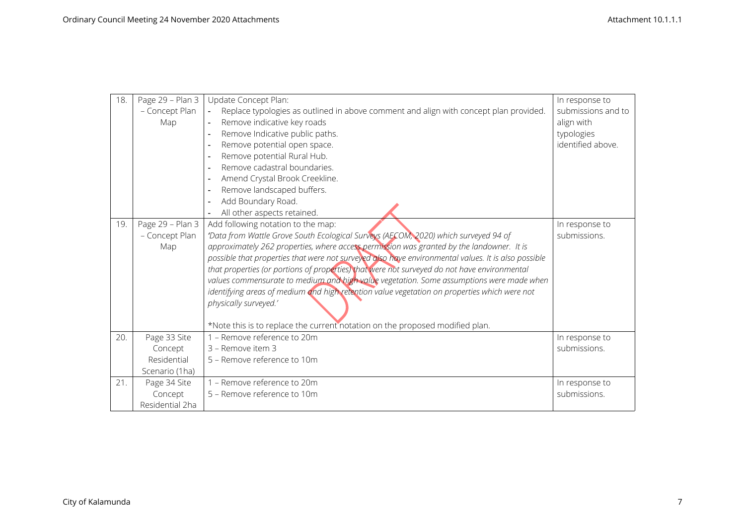| 18. | Page 29 – Plan 3 – Concept Plan Map | Update Concept Plan:<br>- Replace typologies as outlined in above comment and align with concept plan provided.<br>- Remove indicative key roads<br>- Remove Indicative public paths.<br>- Remove potential open space.<br>- Remove potential Rural Hub.<br>- Remove cadastral boundaries.<br>- Amend Crystal Brook Creekline.<br>- Remove landscaped buffers.<br>- Add Boundary Road.<br>- All other aspects retained. | In response to submissions and to align with typologies identified above. |
|---|---|---|---|
| 19. | Page 29 – Plan 3 – Concept Plan Map | Add following notation to the map:<br>*'Data from Wattle Grove South Ecological Surveys (AECOM, 2020) which surveyed 94 of approximately 262 properties, where access permission was granted by the landowner. It is possible that properties that were not surveyed also have environmental values. It is also possible that properties (or portions of properties) that were not surveyed do not have environmental values commensurate to medium and high value vegetation. Some assumptions were made when identifying areas of medium and high retention value vegetation on properties which were not physically surveyed.'*<br><br>*Note this is to replace the current notation on the proposed modified plan. | In response to submissions. |
| 20. | Page 33 Site Concept Residential Scenario (1ha) | 1 – Remove reference to 20m<br>3 – Remove item 3<br>5 – Remove reference to 10m | In response to submissions. |
| 21. | Page 34 Site Concept Residential 2ha | 1 – Remove reference to 20m<br>5 – Remove reference to 10m | In response to submissions. |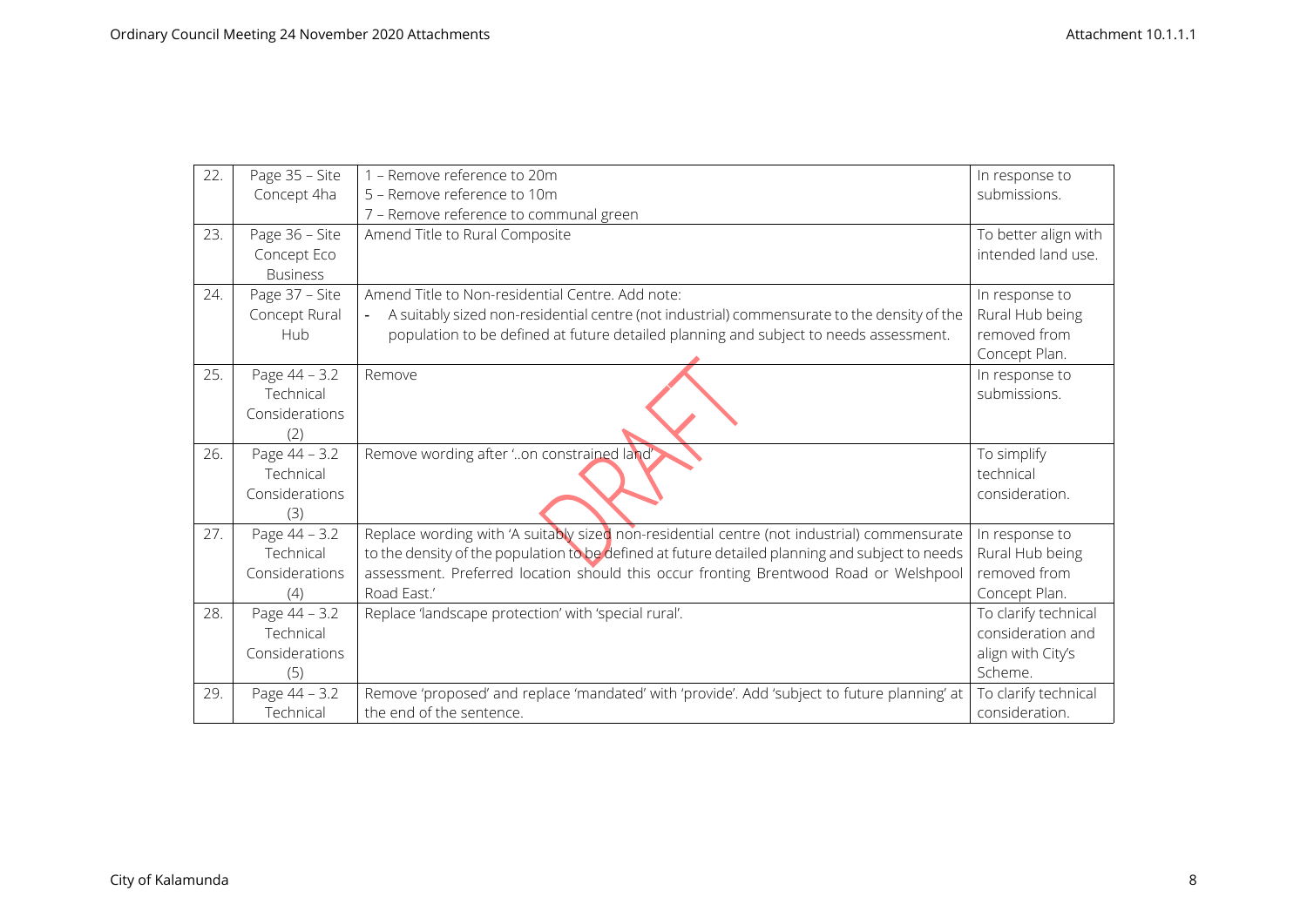| 22. | Page 35 – Site Concept 4ha | 1 – Remove reference to 20m<br>5 – Remove reference to 10m<br>7 – Remove reference to communal green | In response to submissions. |
|---|---|---|---|
| 23. | Page 36 – Site Concept Eco Business | Amend Title to Rural Composite | To better align with intended land use. |
| 24. | Page 37 – Site Concept Rural Hub | Amend Title to Non-residential Centre. Add note:<br>- A suitably sized non-residential centre (not industrial) commensurate to the density of the population to be defined at future detailed planning and subject to needs assessment. | In response to Rural Hub being removed from Concept Plan. |
| 25. | Page 44 – 3.2 Technical Considerations (2) | Remove | In response to submissions. |
| 26. | Page 44 – 3.2 Technical Considerations (3) | Remove wording after '..on constrained land' | To simplify technical consideration. |
| 27. | Page 44 – 3.2 Technical Considerations (4) | Replace wording with 'A suitably sized non-residential centre (not industrial) commensurate to the density of the population to be defined at future detailed planning and subject to needs assessment. Preferred location should this occur fronting Brentwood Road or Welshpool Road East.' | In response to Rural Hub being removed from Concept Plan. |
| 28. | Page 44 – 3.2 Technical Considerations (5) | Replace 'landscape protection' with 'special rural'. | To clarify technical consideration and align with City's Scheme. |
| 29. | Page 44 – 3.2 Technical | Remove 'proposed' and replace 'mandated' with 'provide'. Add 'subject to future planning' at the end of the sentence. | To clarify technical consideration. |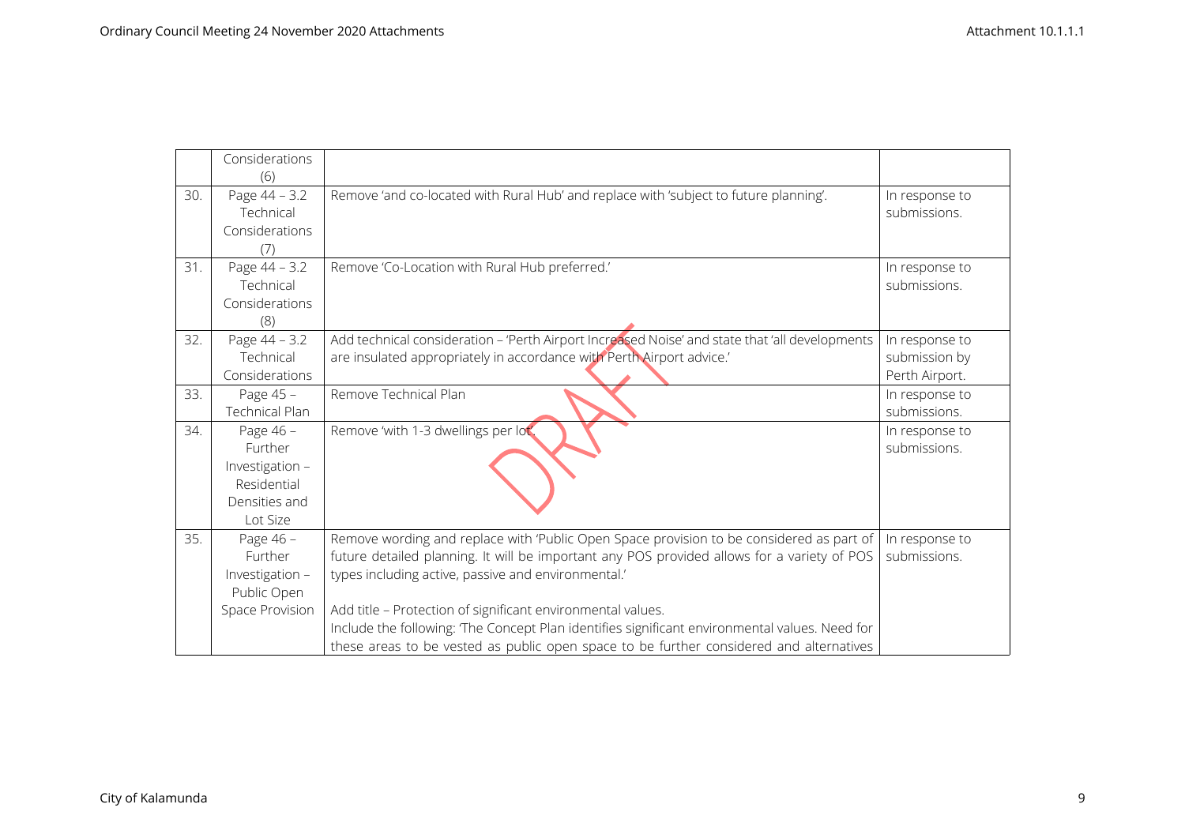| | | | |
|---|---|---|---|
| | Considerations (6) | | |
| 30. | Page 44 – 3.2 Technical Considerations (7) | Remove 'and co-located with Rural Hub' and replace with 'subject to future planning'. | In response to submissions. |
| 31. | Page 44 – 3.2 Technical Considerations (8) | Remove 'Co-Location with Rural Hub preferred.' | In response to submissions. |
| 32. | Page 44 – 3.2 Technical Considerations | Add technical consideration – 'Perth Airport Increased Noise' and state that 'all developments are insulated appropriately in accordance with Perth Airport advice.' | In response to submission by Perth Airport. |
| 33. | Page 45 – Technical Plan | Remove Technical Plan | In response to submissions. |
| 34. | Page 46 – Further Investigation – Residential Densities and Lot Size | Remove 'with 1-3 dwellings per lot'. | In response to submissions. |
| 35. | Page 46 – Further Investigation – Public Open Space Provision | Remove wording and replace with 'Public Open Space provision to be considered as part of future detailed planning. It will be important any POS provided allows for a variety of POS types including active, passive and environmental.'<br><br>Add title – Protection of significant environmental values.<br>Include the following: 'The Concept Plan identifies significant environmental values. Need for these areas to be vested as public open space to be further considered and alternatives | In response to submissions. |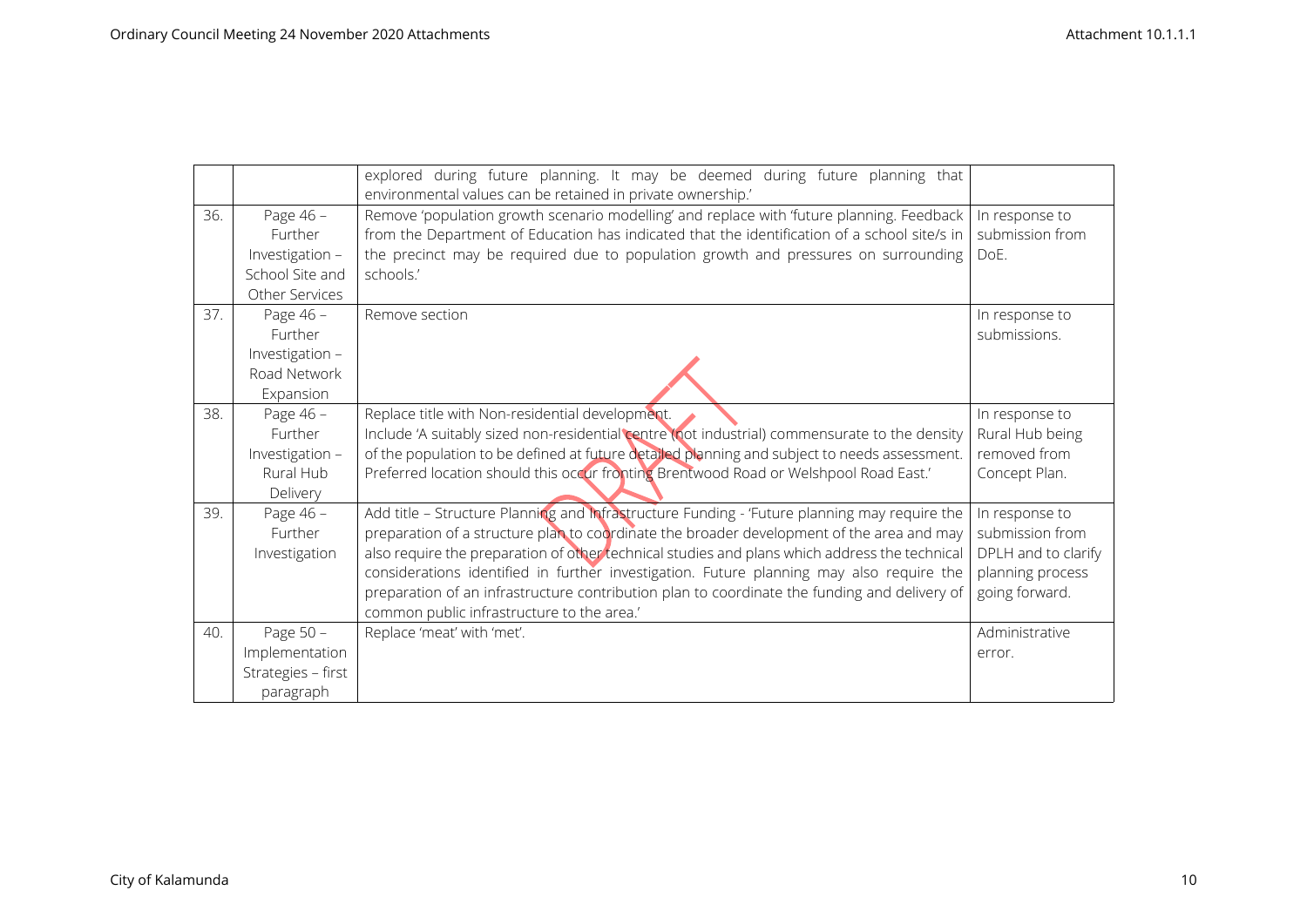| | | | |
|---|---|---|---|
| | | explored during future planning. It may be deemed during future planning that environmental values can be retained in private ownership.' | |
| 36. | Page 46 – Further Investigation – School Site and Other Services | Remove 'population growth scenario modelling' and replace with 'future planning. Feedback from the Department of Education has indicated that the identification of a school site/s in the precinct may be required due to population growth and pressures on surrounding schools.' | In response to submission from DoE. |
| 37. | Page 46 – Further Investigation – Road Network Expansion | Remove section | In response to submissions. |
| 38. | Page 46 – Further Investigation – Rural Hub Delivery | Replace title with Non-residential development.<br>Include 'A suitably sized non-residential centre (not industrial) commensurate to the density of the population to be defined at future detailed planning and subject to needs assessment. Preferred location should this occur fronting Brentwood Road or Welshpool Road East.' | In response to Rural Hub being removed from Concept Plan. |
| 39. | Page 46 – Further Investigation | Add title – Structure Planning and Infrastructure Funding - 'Future planning may require the preparation of a structure plan to coordinate the broader development of the area and may also require the preparation of other technical studies and plans which address the technical considerations identified in further investigation. Future planning may also require the preparation of an infrastructure contribution plan to coordinate the funding and delivery of common public infrastructure to the area.' | In response to submission from DPLH and to clarify planning process going forward. |
| 40. | Page 50 – Implementation Strategies – first paragraph | Replace 'meat' with 'met'. | Administrative error. |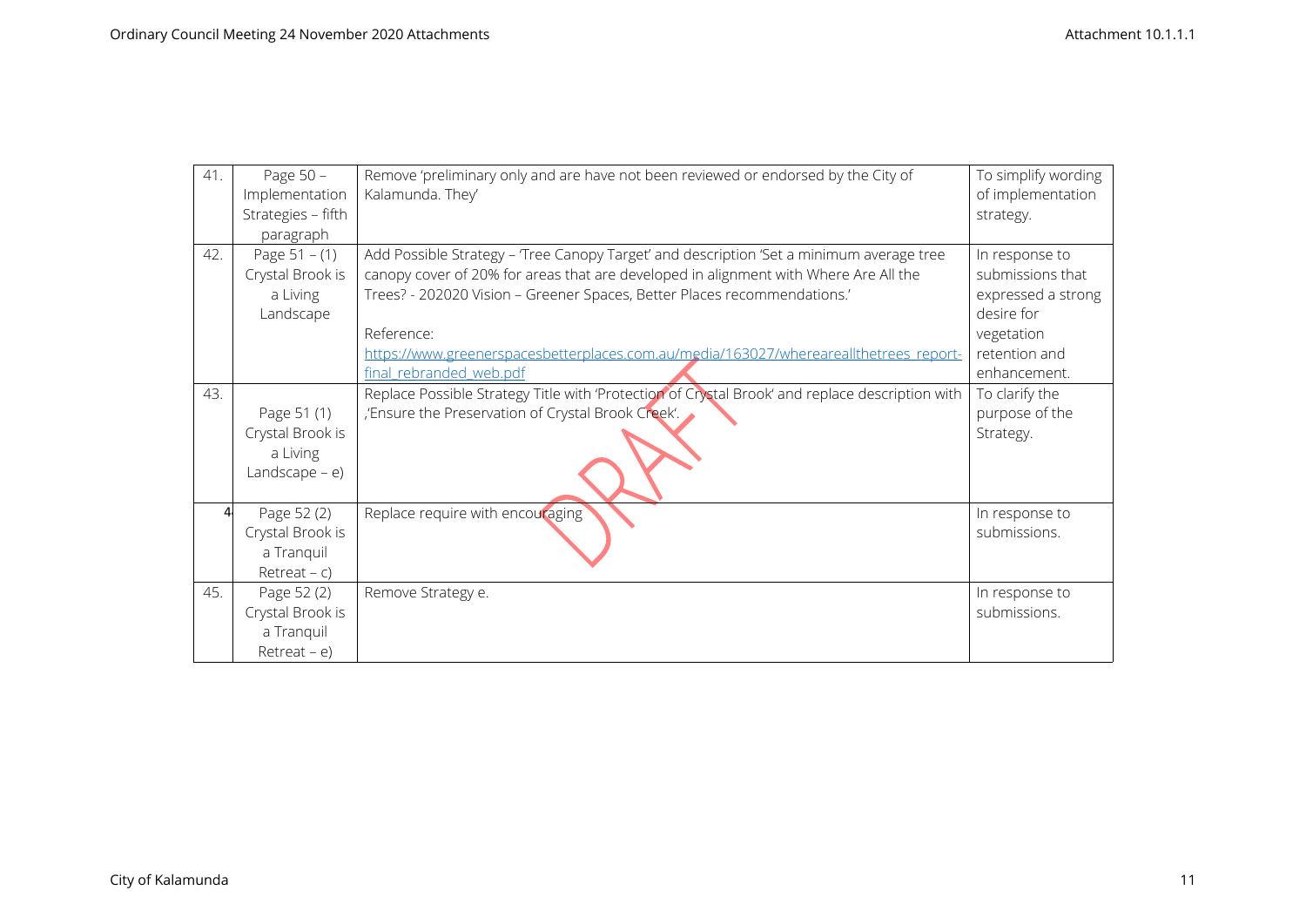| | | | |
|---|---|---|---|
| 41. | Page 50 – Implementation Strategies – fifth paragraph | Remove 'preliminary only and are have not been reviewed or endorsed by the City of Kalamunda. They' | To simplify wording of implementation strategy. |
| 42. | Page 51 – (1) Crystal Brook is a Living Landscape | Add Possible Strategy – 'Tree Canopy Target' and description 'Set a minimum average tree canopy cover of 20% for areas that are developed in alignment with Where Are All the Trees? - 202020 Vision – Greener Spaces, Better Places recommendations.'<br><br>Reference:<br>https://www.greenerspacesbetterplaces.com.au/media/163027/whereareallthetrees_report-final_rebranded_web.pdf | In response to submissions that expressed a strong desire for vegetation retention and enhancement. |
| 43. | Page 51 (1) Crystal Brook is a Living Landscape – e) | Replace Possible Strategy Title with 'Protection of Crystal Brook' and replace description with ,'Ensure the Preservation of Crystal Brook Creek'. | To clarify the purpose of the Strategy. |
| 4 | Page 52 (2) Crystal Brook is a Tranquil Retreat – c) | Replace require with encouraging | In response to submissions. |
| 45. | Page 52 (2) Crystal Brook is a Tranquil Retreat – e) | Remove Strategy e. | In response to submissions. |